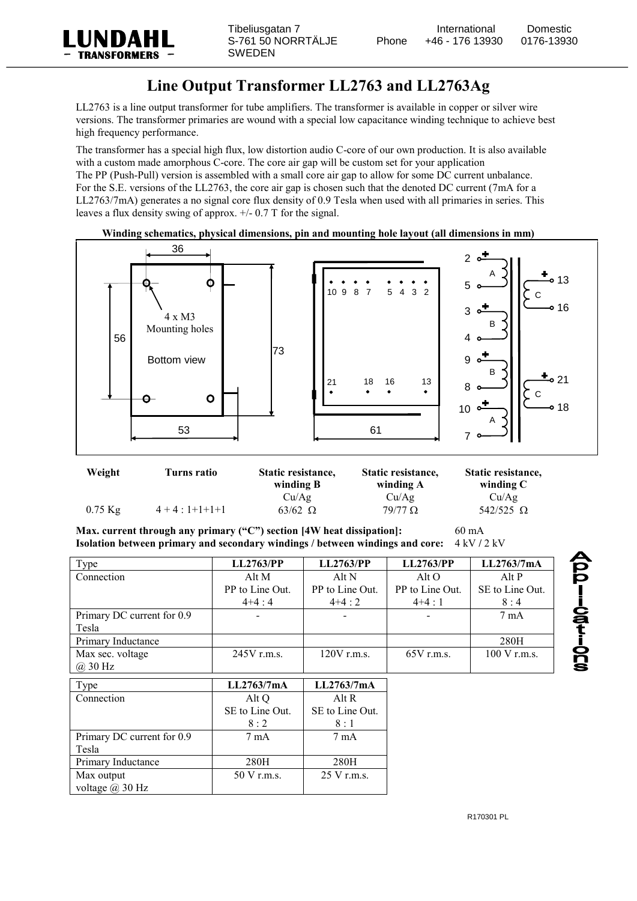# Line Output Transformer LL2763 and LL2763Ag

LL2763 is a line output transformer for tube amplifiers. The transformer is available in copper or silver wire versions. The transformer primaries are wound with a special low capacitance winding technique to achieve best high frequency performance.

The transformer has a special high flux, low distortion audio C-core of our own production. It is also available with a custom made amorphous C-core. The core air gap will be custom set for your application
The PP (Push-Pull) version is assembled with a small core air gap to allow for some DC current unbalance.
For the S.E. versions of the LL2763, the core air gap is chosen such that the denoted DC current (7mA for a LL2763/7mA) generates a no signal core flux density of 0.9 Tesla when used with all primaries in series. This leaves a flux density swing of approx. +/- 0.7 T for the signal.

**Winding schematics, physical dimensions, pin and mounting hole layout (all dimensions in mm)**

| Weight | Turns ratio | Static resistance, winding B Cu/Ag | Static resistance, winding A Cu/Ag | Static resistance, winding C Cu/Ag |
|---|---|---|---|---|
| 0.75 Kg | 4 + 4 : 1+1+1+1 | 63/62 Ω | 79/77 Ω | 542/525 Ω |

**Max. current through any primary ("C") section [4W heat dissipation]:** 60 mA
**Isolation between primary and secondary windings / between windings and core:** 4 kV / 2 kV

| Type | LL2763/PP | LL2763/PP | LL2763/PP | LL2763/7mA |
|---|---|---|---|---|
| Connection | Alt M PP to Line Out. 4+4 : 4 | Alt N PP to Line Out. 4+4 : 2 | Alt O PP to Line Out. 4+4 : 1 | Alt P SE to Line Out. 8 : 4 |
| Primary DC current for 0.9 Tesla | - | - | - | 7 mA |
| Primary Inductance | | | | 280H |
| Max sec. voltage @ 30 Hz | 245V r.m.s. | 120V r.m.s. | 65V r.m.s. | 100 V r.m.s. |

| Type | LL2763/7mA | LL2763/7mA |
|---|---|---|
| Connection | Alt Q SE to Line Out. 8 : 2 | Alt R SE to Line Out. 8 : 1 |
| Primary DC current for 0.9 Tesla | 7 mA | 7 mA |
| Primary Inductance | 280H | 280H |
| Max output voltage @ 30 Hz | 50 V r.m.s. | 25 V r.m.s. |

R170301 PL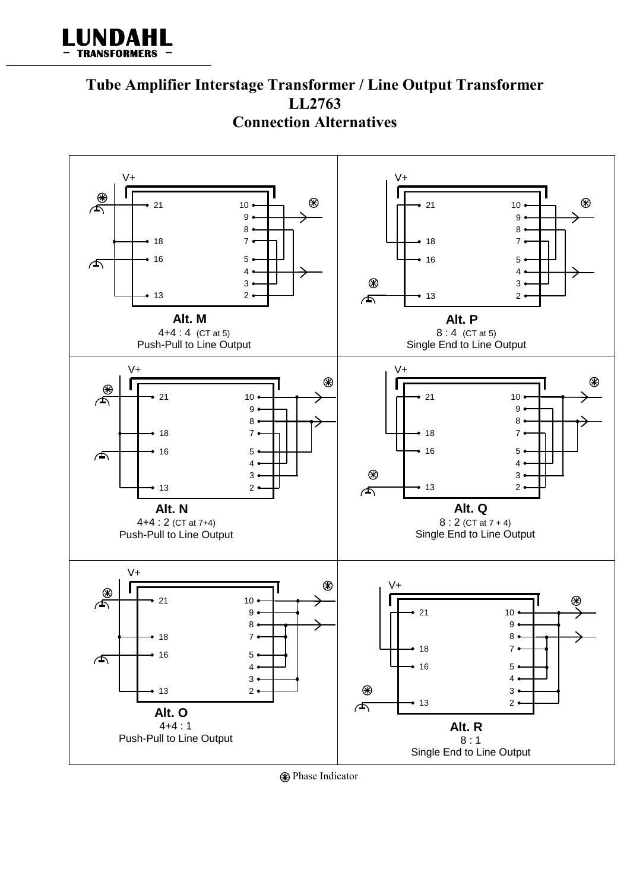LUNDAHL
– TRANSFORMERS –

# Tube Amplifier Interstage Transformer / Line Output Transformer
# LL2763
# Connection Alternatives

V+

21
18
16
13

10
9
8
7
5
4
3
2

**Alt. M**
4+4 : 4 (CT at 5)
Push-Pull to Line Output

V+

21
18
16
13

10
9
8
7
5
4
3
2

**Alt. P**
8 : 4 (CT at 5)
Single End to Line Output

V+

21
18
16
13

10
9
8
7
5
4
3
2

**Alt. N**
4+4 : 2 (CT at 7+4)
Push-Pull to Line Output

V+

21
18
16
13

10
9
8
7
5
4
3
2

**Alt. Q**
8 : 2 (CT at 7 + 4)
Single End to Line Output

V+

21
18
16
13

10
9
8
7
5
4
3
2

**Alt. O**
4+4 : 1
Push-Pull to Line Output

V+

21
18
16
13

10
9
8
7
5
4
3
2

**Alt. R**
8 : 1
Single End to Line Output

⊛ Phase Indicator